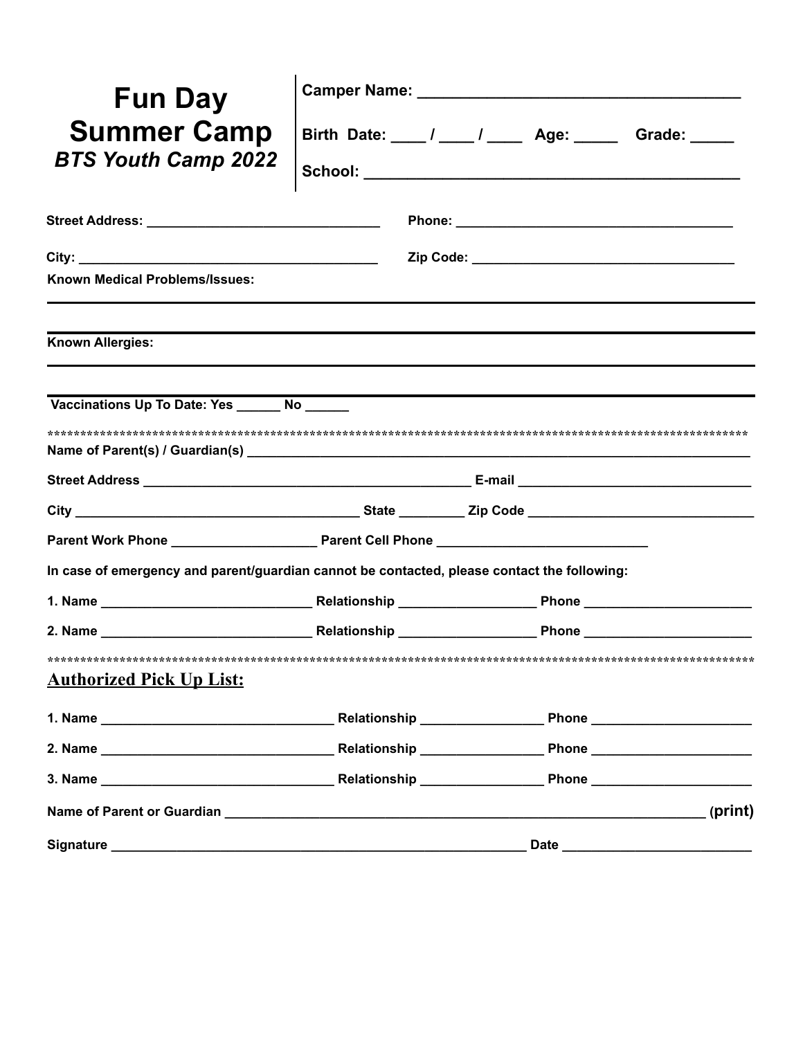# Fun Day Summer Camp

***BTS Youth Camp 2022***

**Camper Name:** ____________________________________

**Birth Date:** ____ / ____ / ____ **Age:** _____ **Grade:** _____

**School:** __________________________________________

**Street Address:** _______________________________ **Phone:** _____________________________________

**City:** ________________________________________ **Zip Code:** ___________________________________

**Known Medical Problems/Issues:**

______________________________________________________________________________

______________________________________________________________________________

**Known Allergies:**

______________________________________________________________________________

______________________________________________________________________________

**Vaccinations Up To Date: Yes ______ No ______**

*************************************************************************************************************

**Name of Parent(s) / Guardian(s)** _____________________________________________________________________

**Street Address** _____________________________________________ **E-mail** _______________________________

**City** _______________________________________ **State** _________ **Zip Code** _____________________________

**Parent Work Phone** ___________________ **Parent Cell Phone** ____________________________

**In case of emergency and parent/guardian cannot be contacted, please contact the following:**

**1. Name** ____________________________ **Relationship** __________________ **Phone** ______________________

**2. Name** ____________________________ **Relationship** __________________ **Phone** ______________________

*************************************************************************************************************

## Authorized Pick Up List:

**1. Name** _______________________________ **Relationship** ________________ **Phone** _____________________

**2. Name** _______________________________ **Relationship** ________________ **Phone** _____________________

**3. Name** _______________________________ **Relationship** ________________ **Phone** _____________________

**Name of Parent or Guardian** _________________________________________________________________ **(print)**

**Signature** _________________________________________________________ **Date** _________________________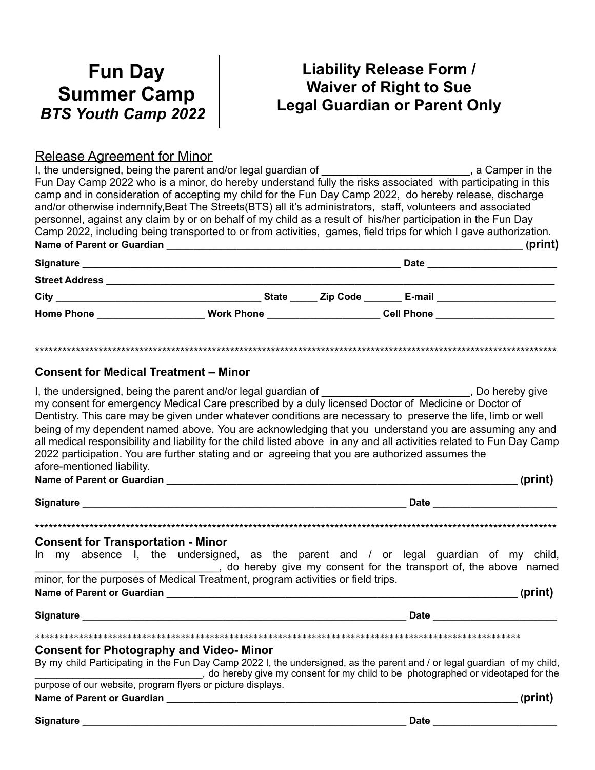# Fun Day Summer Camp

***BTS Youth Camp 2022***

# Liability Release Form / Waiver of Right to Sue Legal Guardian or Parent Only

<u>Release Agreement for Minor</u>

I, the undersigned, being the parent and/or legal guardian of ________________________, a Camper in the Fun Day Camp 2022 who is a minor, do hereby understand fully the risks associated with participating in this camp and in consideration of accepting my child for the Fun Day Camp 2022, do hereby release, discharge and/or otherwise indemnify,Beat The Streets(BTS) all it's administrators, staff, volunteers and associated personnel, against any claim by or on behalf of my child as a result of his/her participation in the Fun Day Camp 2022, including being transported to or from activities, games, field trips for which I gave authorization.

**Name of Parent or Guardian** ______________________________________________________________ (**print)**

**Signature** _______________________________________________________ **Date** _____________________

**Street Address** _____________________________________________________________________________

**City** ___________________________________ **State** _____ **Zip Code** _______ **E-mail** _____________________

**Home Phone** ___________________ **Work Phone** ____________________ **Cell Phone** _____________________

**************************************************************************************************************

### Consent for Medical Treatment – Minor

I, the undersigned, being the parent and/or legal guardian of ________________________, Do hereby give my consent for emergency Medical Care prescribed by a duly licensed Doctor of Medicine or Doctor of Dentistry. This care may be given under whatever conditions are necessary to preserve the life, limb or well being of my dependent named above. You are acknowledging that you understand you are assuming any and all medical responsibility and liability for the child listed above in any and all activities related to Fun Day Camp 2022 participation. You are further stating and or agreeing that you are authorized assumes the afore-mentioned liability.

**Name of Parent or Guardian** ______________________________________________________________ (**print)**

**Signature** _______________________________________________________ **Date** _____________________

**************************************************************************************************************

### Consent for Transportation - Minor

In my absence I, the undersigned, as the parent and / or legal guardian of my child, ______________________________, do hereby give my consent for the transport of, the above named minor, for the purposes of Medical Treatment, program activities or field trips.

**Name of Parent or Guardian** ______________________________________________________________ (**print)**

**Signature** _______________________________________________________ **Date** _____________________

**************************************************************************************************************

### Consent for Photography and Video- Minor

By my child Participating in the Fun Day Camp 2022 I, the undersigned, as the parent and / or legal guardian of my child, ______________________________, do hereby give my consent for my child to be photographed or videotaped for the purpose of our website, program flyers or picture displays.

**Name of Parent or Guardian** ______________________________________________________________ (**print)**

**Signature** _______________________________________________________ **Date** _____________________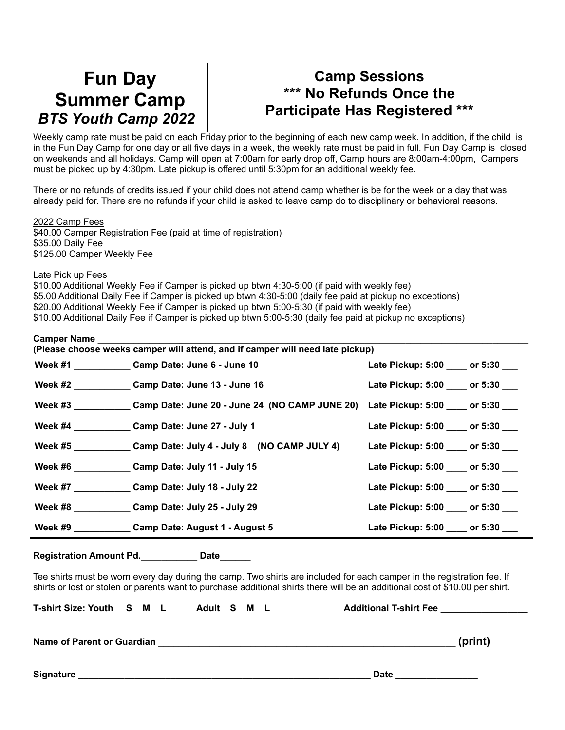# Fun Day Summer Camp

***BTS Youth Camp 2022***

## Camp Sessions
## *** No Refunds Once the Participate Has Registered ***

Weekly camp rate must be paid on each Friday prior to the beginning of each new camp week. In addition, if the child is in the Fun Day Camp for one day or all five days in a week, the weekly rate must be paid in full. Fun Day Camp is closed on weekends and all holidays. Camp will open at 7:00am for early drop off, Camp hours are 8:00am-4:00pm, Campers must be picked up by 4:30pm. Late pickup is offered until 5:30pm for an additional weekly fee.

There or no refunds of credits issued if your child does not attend camp whether is be for the week or a day that was already paid for. There are no refunds if your child is asked to leave camp do to disciplinary or behavioral reasons.

2022 Camp Fees
$40.00 Camper Registration Fee (paid at time of registration)
$35.00 Daily Fee
$125.00 Camper Weekly Fee

Late Pick up Fees
$10.00 Additional Weekly Fee if Camper is picked up btwn 4:30-5:00 (if paid with weekly fee)
$5.00 Additional Daily Fee if Camper is picked up btwn 4:30-5:00 (daily fee paid at pickup no exceptions)
$20.00 Additional Weekly Fee if Camper is picked up btwn 5:00-5:30 (if paid with weekly fee)
$10.00 Additional Daily Fee if Camper is picked up btwn 5:00-5:30 (daily fee paid at pickup no exceptions)

**Camper Name ______________________________________________________________**
**(Please choose weeks camper will attend, and if camper will need late pickup)**

**Week #1 ___________ Camp Date: June 6 - June 10 Late Pickup: 5:00 ____ or 5:30 ___**

**Week #2 ___________ Camp Date: June 13 - June 16 Late Pickup: 5:00 ____ or 5:30 ___**

**Week #3 ___________ Camp Date: June 20 - June 24 (NO CAMP JUNE 20) Late Pickup: 5:00 ____ or 5:30 ___**

**Week #4 ___________ Camp Date: June 27 - July 1 Late Pickup: 5:00 ____ or 5:30 ___**

**Week #5 ___________ Camp Date: July 4 - July 8 (NO CAMP JULY 4) Late Pickup: 5:00 ____ or 5:30 ___**

**Week #6 ___________ Camp Date: July 11 - July 15 Late Pickup: 5:00 ____ or 5:30 ___**

**Week #7 ___________ Camp Date: July 18 - July 22 Late Pickup: 5:00 ____ or 5:30 ___**

**Week #8 ___________ Camp Date: July 25 - July 29 Late Pickup: 5:00 ____ or 5:30 ___**

**Week #9 ___________ Camp Date: August 1 - August 5 Late Pickup: 5:00 ____ or 5:30 ___**

---

**Registration Amount Pd.___________ Date______**

Tee shirts must be worn every day during the camp. Two shirts are included for each camper in the registration fee. If shirts or lost or stolen or parents want to purchase additional shirts there will be an additional cost of $10.00 per shirt.

**T-shirt Size: Youth S M L Adult S M L Additional T-shirt Fee _________________**

**Name of Parent or Guardian ___________________________________________ (print)**

**Signature ___________________________________________ Date ________________**